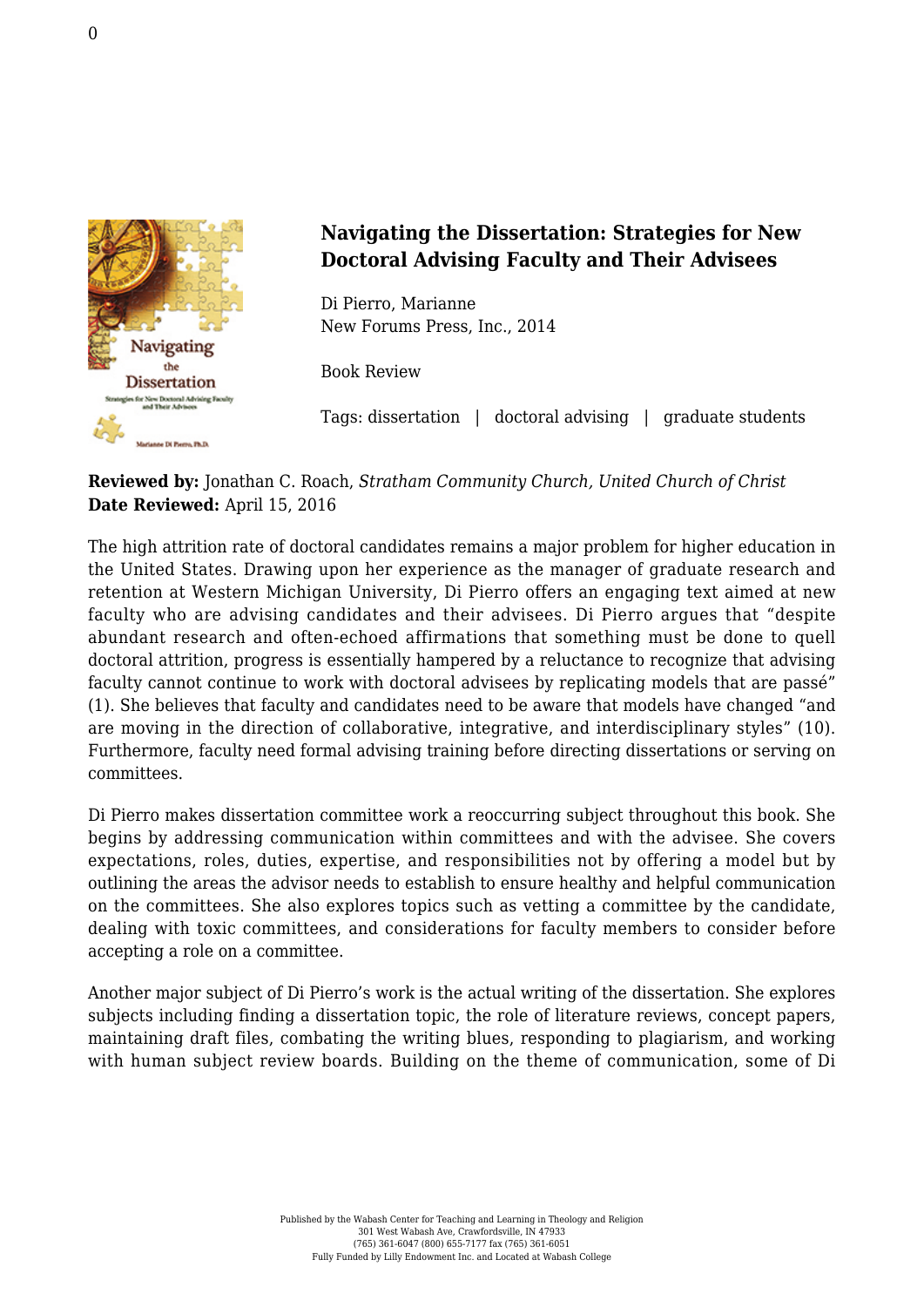## Navigating the Dissertation: Strategies for New Doctoral Advising Faculty and Their Advisees

Di Pierro, Marianne
New Forums Press, Inc., 2014

Book Review

Tags: dissertation | doctoral advising | graduate students

**Reviewed by:** Jonathan C. Roach, *Stratham Community Church, United Church of Christ*
**Date Reviewed:** April 15, 2016

The high attrition rate of doctoral candidates remains a major problem for higher education in the United States. Drawing upon her experience as the manager of graduate research and retention at Western Michigan University, Di Pierro offers an engaging text aimed at new faculty who are advising candidates and their advisees. Di Pierro argues that "despite abundant research and often-echoed affirmations that something must be done to quell doctoral attrition, progress is essentially hampered by a reluctance to recognize that advising faculty cannot continue to work with doctoral advisees by replicating models that are passé" (1). She believes that faculty and candidates need to be aware that models have changed "and are moving in the direction of collaborative, integrative, and interdisciplinary styles" (10). Furthermore, faculty need formal advising training before directing dissertations or serving on committees.

Di Pierro makes dissertation committee work a reoccurring subject throughout this book. She begins by addressing communication within committees and with the advisee. She covers expectations, roles, duties, expertise, and responsibilities not by offering a model but by outlining the areas the advisor needs to establish to ensure healthy and helpful communication on the committees. She also explores topics such as vetting a committee by the candidate, dealing with toxic committees, and considerations for faculty members to consider before accepting a role on a committee.

Another major subject of Di Pierro's work is the actual writing of the dissertation. She explores subjects including finding a dissertation topic, the role of literature reviews, concept papers, maintaining draft files, combating the writing blues, responding to plagiarism, and working with human subject review boards. Building on the theme of communication, some of Di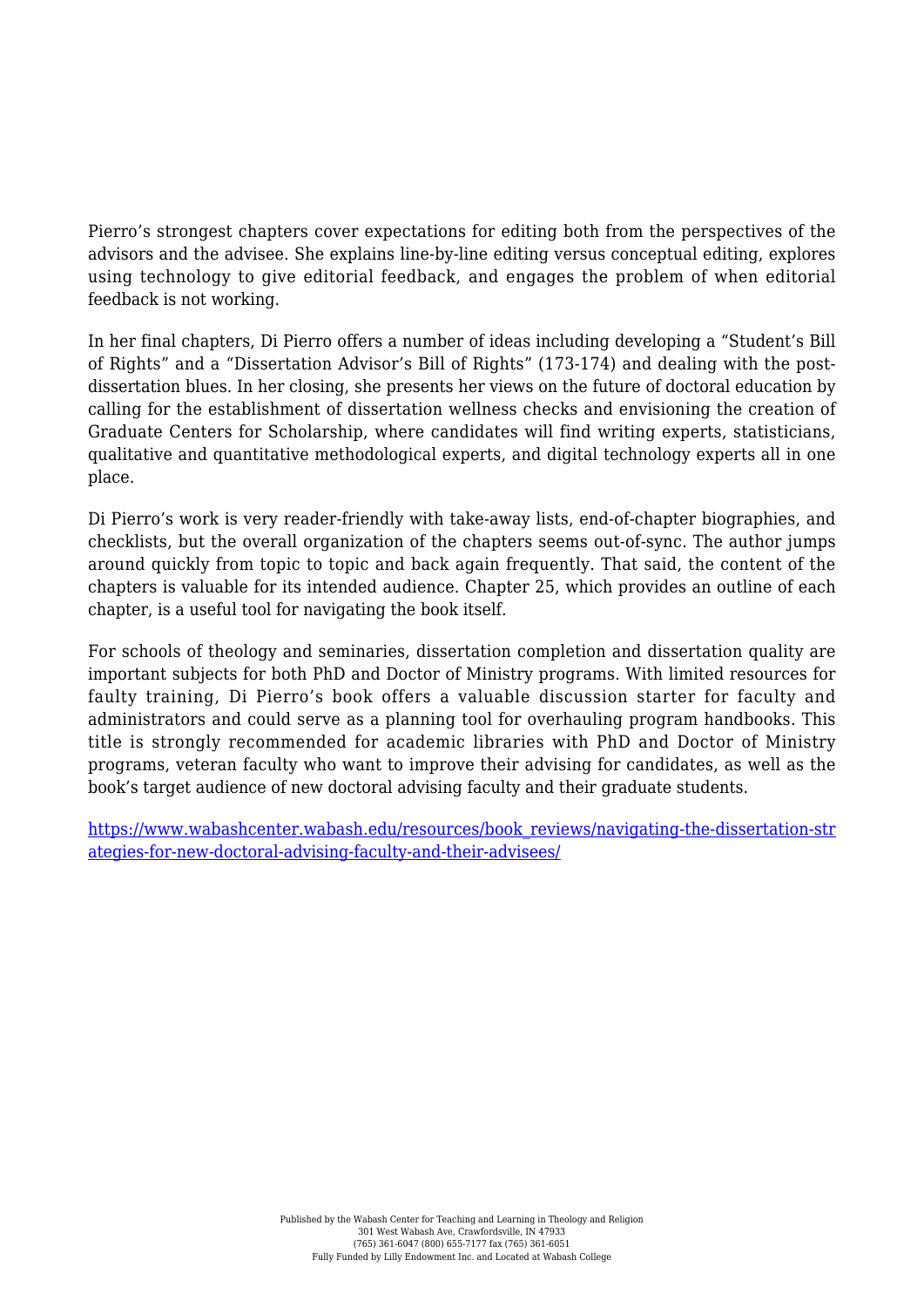Pierro's strongest chapters cover expectations for editing both from the perspectives of the advisors and the advisee. She explains line-by-line editing versus conceptual editing, explores using technology to give editorial feedback, and engages the problem of when editorial feedback is not working.

In her final chapters, Di Pierro offers a number of ideas including developing a "Student's Bill of Rights" and a "Dissertation Advisor's Bill of Rights" (173-174) and dealing with the post-dissertation blues. In her closing, she presents her views on the future of doctoral education by calling for the establishment of dissertation wellness checks and envisioning the creation of Graduate Centers for Scholarship, where candidates will find writing experts, statisticians, qualitative and quantitative methodological experts, and digital technology experts all in one place.

Di Pierro's work is very reader-friendly with take-away lists, end-of-chapter biographies, and checklists, but the overall organization of the chapters seems out-of-sync. The author jumps around quickly from topic to topic and back again frequently. That said, the content of the chapters is valuable for its intended audience. Chapter 25, which provides an outline of each chapter, is a useful tool for navigating the book itself.

For schools of theology and seminaries, dissertation completion and dissertation quality are important subjects for both PhD and Doctor of Ministry programs. With limited resources for faulty training, Di Pierro's book offers a valuable discussion starter for faculty and administrators and could serve as a planning tool for overhauling program handbooks. This title is strongly recommended for academic libraries with PhD and Doctor of Ministry programs, veteran faculty who want to improve their advising for candidates, as well as the book's target audience of new doctoral advising faculty and their graduate students.

https://www.wabashcenter.wabash.edu/resources/book_reviews/navigating-the-dissertation-strategies-for-new-doctoral-advising-faculty-and-their-advisees/

Published by the Wabash Center for Teaching and Learning in Theology and Religion
301 West Wabash Ave, Crawfordsville, IN 47933
(765) 361-6047 (800) 655-7177 fax (765) 361-6051
Fully Funded by Lilly Endowment Inc. and Located at Wabash College